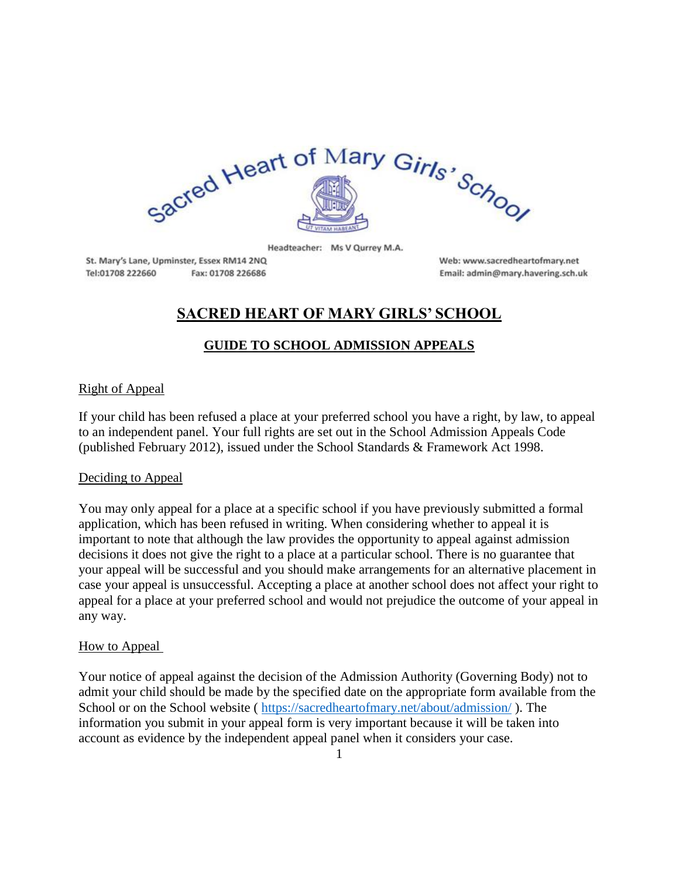Sacred Heart of Mary Girls' School

Headteacher: Ms V Qurrey M.A.

St. Mary's Lane, Upminster, Essex RM14 2NQ
Tel:01708 222660 Fax: 01708 226686

Web: www.sacredheartofmary.net
Email: admin@mary.havering.sch.uk

# SACRED HEART OF MARY GIRLS' SCHOOL

## GUIDE TO SCHOOL ADMISSION APPEALS

### Right of Appeal

If your child has been refused a place at your preferred school you have a right, by law, to appeal to an independent panel. Your full rights are set out in the School Admission Appeals Code (published February 2012), issued under the School Standards & Framework Act 1998.

### Deciding to Appeal

You may only appeal for a place at a specific school if you have previously submitted a formal application, which has been refused in writing. When considering whether to appeal it is important to note that although the law provides the opportunity to appeal against admission decisions it does not give the right to a place at a particular school. There is no guarantee that your appeal will be successful and you should make arrangements for an alternative placement in case your appeal is unsuccessful. Accepting a place at another school does not affect your right to appeal for a place at your preferred school and would not prejudice the outcome of your appeal in any way.

### How to Appeal

Your notice of appeal against the decision of the Admission Authority (Governing Body) not to admit your child should be made by the specified date on the appropriate form available from the School or on the School website ( https://sacredheartofmary.net/about/admission/ ). The information you submit in your appeal form is very important because it will be taken into account as evidence by the independent appeal panel when it considers your case.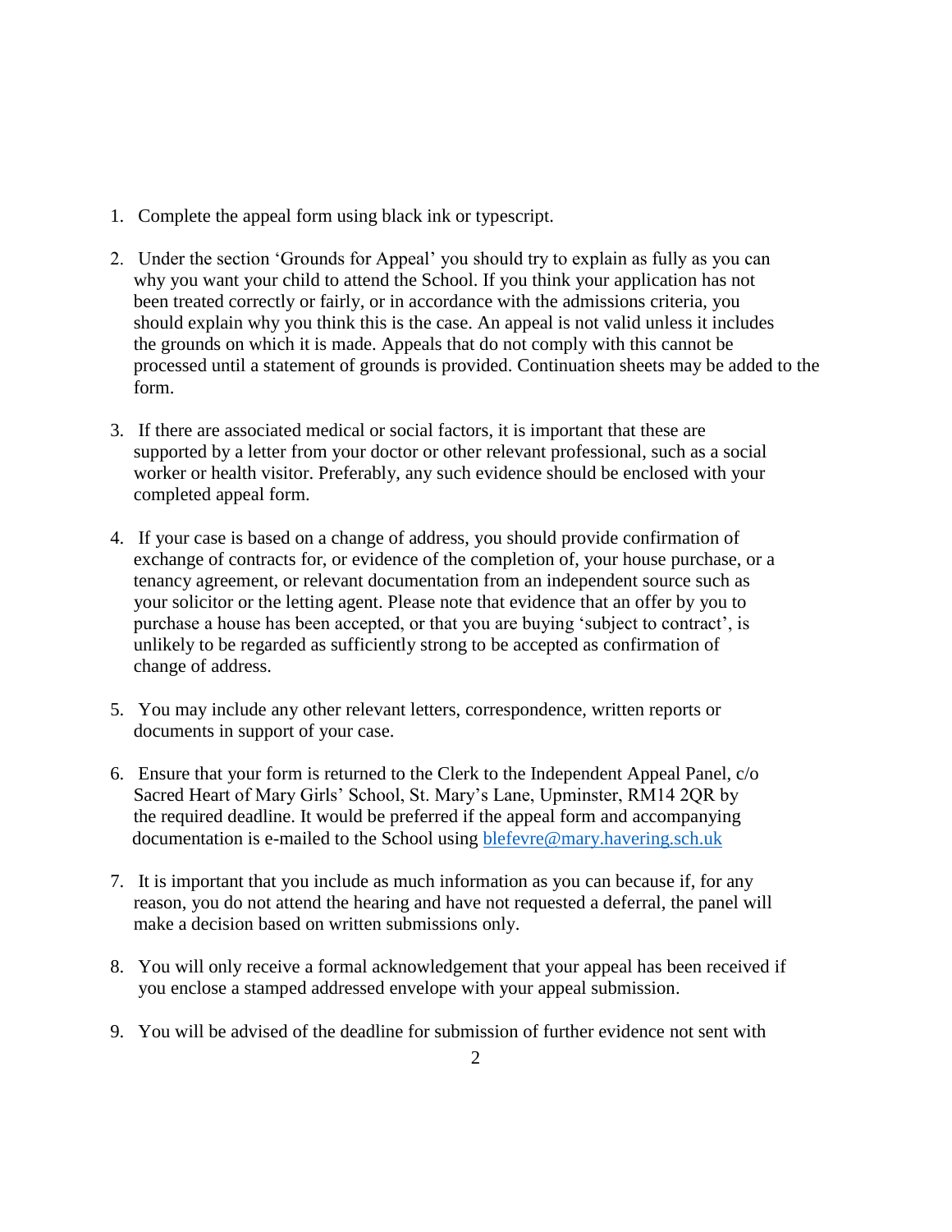1. Complete the appeal form using black ink or typescript.

2. Under the section 'Grounds for Appeal' you should try to explain as fully as you can why you want your child to attend the School. If you think your application has not been treated correctly or fairly, or in accordance with the admissions criteria, you should explain why you think this is the case. An appeal is not valid unless it includes the grounds on which it is made. Appeals that do not comply with this cannot be processed until a statement of grounds is provided. Continuation sheets may be added to the form.

3. If there are associated medical or social factors, it is important that these are supported by a letter from your doctor or other relevant professional, such as a social worker or health visitor. Preferably, any such evidence should be enclosed with your completed appeal form.

4. If your case is based on a change of address, you should provide confirmation of exchange of contracts for, or evidence of the completion of, your house purchase, or a tenancy agreement, or relevant documentation from an independent source such as your solicitor or the letting agent. Please note that evidence that an offer by you to purchase a house has been accepted, or that you are buying 'subject to contract', is unlikely to be regarded as sufficiently strong to be accepted as confirmation of change of address.

5. You may include any other relevant letters, correspondence, written reports or documents in support of your case.

6. Ensure that your form is returned to the Clerk to the Independent Appeal Panel, c/o Sacred Heart of Mary Girls' School, St. Mary's Lane, Upminster, RM14 2QR by the required deadline. It would be preferred if the appeal form and accompanying documentation is e-mailed to the School using blefevre@mary.havering.sch.uk

7. It is important that you include as much information as you can because if, for any reason, you do not attend the hearing and have not requested a deferral, the panel will make a decision based on written submissions only.

8. You will only receive a formal acknowledgement that your appeal has been received if you enclose a stamped addressed envelope with your appeal submission.

9. You will be advised of the deadline for submission of further evidence not sent with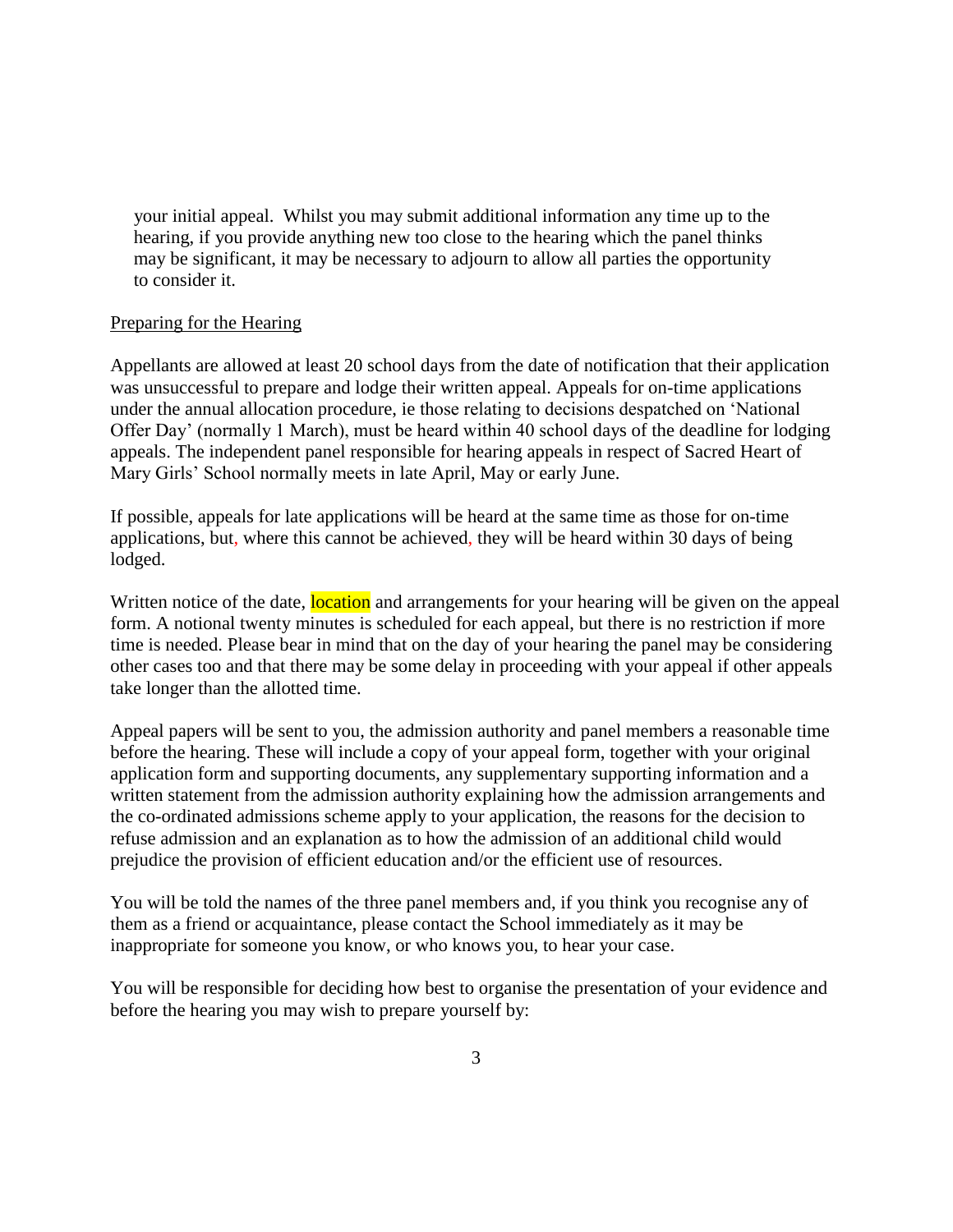your initial appeal. Whilst you may submit additional information any time up to the hearing, if you provide anything new too close to the hearing which the panel thinks may be significant, it may be necessary to adjourn to allow all parties the opportunity to consider it.

<u>Preparing for the Hearing</u>

Appellants are allowed at least 20 school days from the date of notification that their application was unsuccessful to prepare and lodge their written appeal. Appeals for on-time applications under the annual allocation procedure, ie those relating to decisions despatched on 'National Offer Day' (normally 1 March), must be heard within 40 school days of the deadline for lodging appeals. The independent panel responsible for hearing appeals in respect of Sacred Heart of Mary Girls' School normally meets in late April, May or early June.

If possible, appeals for late applications will be heard at the same time as those for on-time applications, but, where this cannot be achieved, they will be heard within 30 days of being lodged.

Written notice of the date, location and arrangements for your hearing will be given on the appeal form. A notional twenty minutes is scheduled for each appeal, but there is no restriction if more time is needed. Please bear in mind that on the day of your hearing the panel may be considering other cases too and that there may be some delay in proceeding with your appeal if other appeals take longer than the allotted time.

Appeal papers will be sent to you, the admission authority and panel members a reasonable time before the hearing. These will include a copy of your appeal form, together with your original application form and supporting documents, any supplementary supporting information and a written statement from the admission authority explaining how the admission arrangements and the co-ordinated admissions scheme apply to your application, the reasons for the decision to refuse admission and an explanation as to how the admission of an additional child would prejudice the provision of efficient education and/or the efficient use of resources.

You will be told the names of the three panel members and, if you think you recognise any of them as a friend or acquaintance, please contact the School immediately as it may be inappropriate for someone you know, or who knows you, to hear your case.

You will be responsible for deciding how best to organise the presentation of your evidence and before the hearing you may wish to prepare yourself by: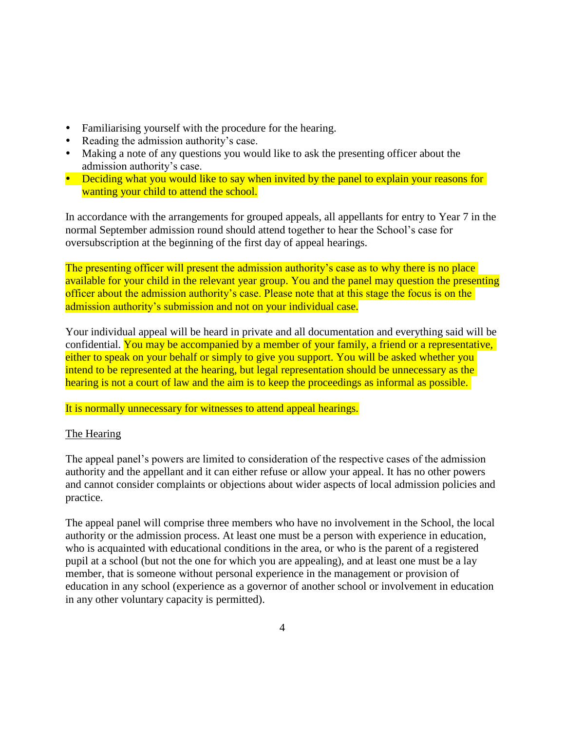- Familiarising yourself with the procedure for the hearing.
- Reading the admission authority's case.
- Making a note of any questions you would like to ask the presenting officer about the admission authority's case.
- Deciding what you would like to say when invited by the panel to explain your reasons for wanting your child to attend the school.

In accordance with the arrangements for grouped appeals, all appellants for entry to Year 7 in the normal September admission round should attend together to hear the School's case for oversubscription at the beginning of the first day of appeal hearings.

The presenting officer will present the admission authority's case as to why there is no place available for your child in the relevant year group. You and the panel may question the presenting officer about the admission authority's case. Please note that at this stage the focus is on the admission authority's submission and not on your individual case.

Your individual appeal will be heard in private and all documentation and everything said will be confidential. You may be accompanied by a member of your family, a friend or a representative, either to speak on your behalf or simply to give you support. You will be asked whether you intend to be represented at the hearing, but legal representation should be unnecessary as the hearing is not a court of law and the aim is to keep the proceedings as informal as possible.

It is normally unnecessary for witnesses to attend appeal hearings.

<u>The Hearing</u>

The appeal panel's powers are limited to consideration of the respective cases of the admission authority and the appellant and it can either refuse or allow your appeal. It has no other powers and cannot consider complaints or objections about wider aspects of local admission policies and practice.

The appeal panel will comprise three members who have no involvement in the School, the local authority or the admission process. At least one must be a person with experience in education, who is acquainted with educational conditions in the area, or who is the parent of a registered pupil at a school (but not the one for which you are appealing), and at least one must be a lay member, that is someone without personal experience in the management or provision of education in any school (experience as a governor of another school or involvement in education in any other voluntary capacity is permitted).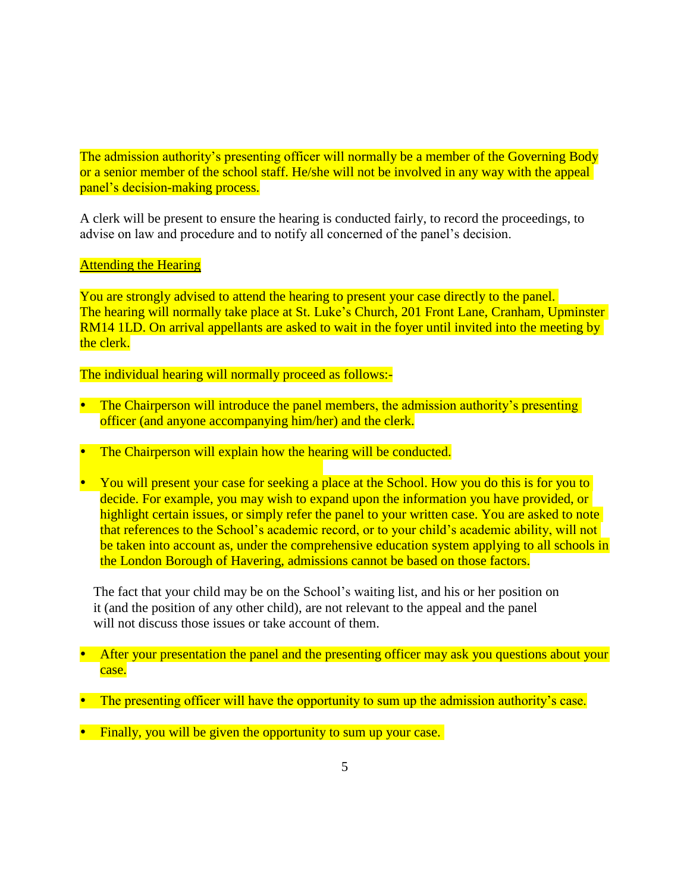The admission authority's presenting officer will normally be a member of the Governing Body or a senior member of the school staff. He/she will not be involved in any way with the appeal panel's decision-making process.

A clerk will be present to ensure the hearing is conducted fairly, to record the proceedings, to advise on law and procedure and to notify all concerned of the panel's decision.

<u>Attending the Hearing</u>

You are strongly advised to attend the hearing to present your case directly to the panel. The hearing will normally take place at St. Luke's Church, 201 Front Lane, Cranham, Upminster RM14 1LD. On arrival appellants are asked to wait in the foyer until invited into the meeting by the clerk.

The individual hearing will normally proceed as follows:-

- The Chairperson will introduce the panel members, the admission authority's presenting officer (and anyone accompanying him/her) and the clerk.

- The Chairperson will explain how the hearing will be conducted.

- You will present your case for seeking a place at the School. How you do this is for you to decide. For example, you may wish to expand upon the information you have provided, or highlight certain issues, or simply refer the panel to your written case. You are asked to note that references to the School's academic record, or to your child's academic ability, will not be taken into account as, under the comprehensive education system applying to all schools in the London Borough of Havering, admissions cannot be based on those factors.

  The fact that your child may be on the School's waiting list, and his or her position on it (and the position of any other child), are not relevant to the appeal and the panel will not discuss those issues or take account of them.

- After your presentation the panel and the presenting officer may ask you questions about your case.

- The presenting officer will have the opportunity to sum up the admission authority's case.

- Finally, you will be given the opportunity to sum up your case.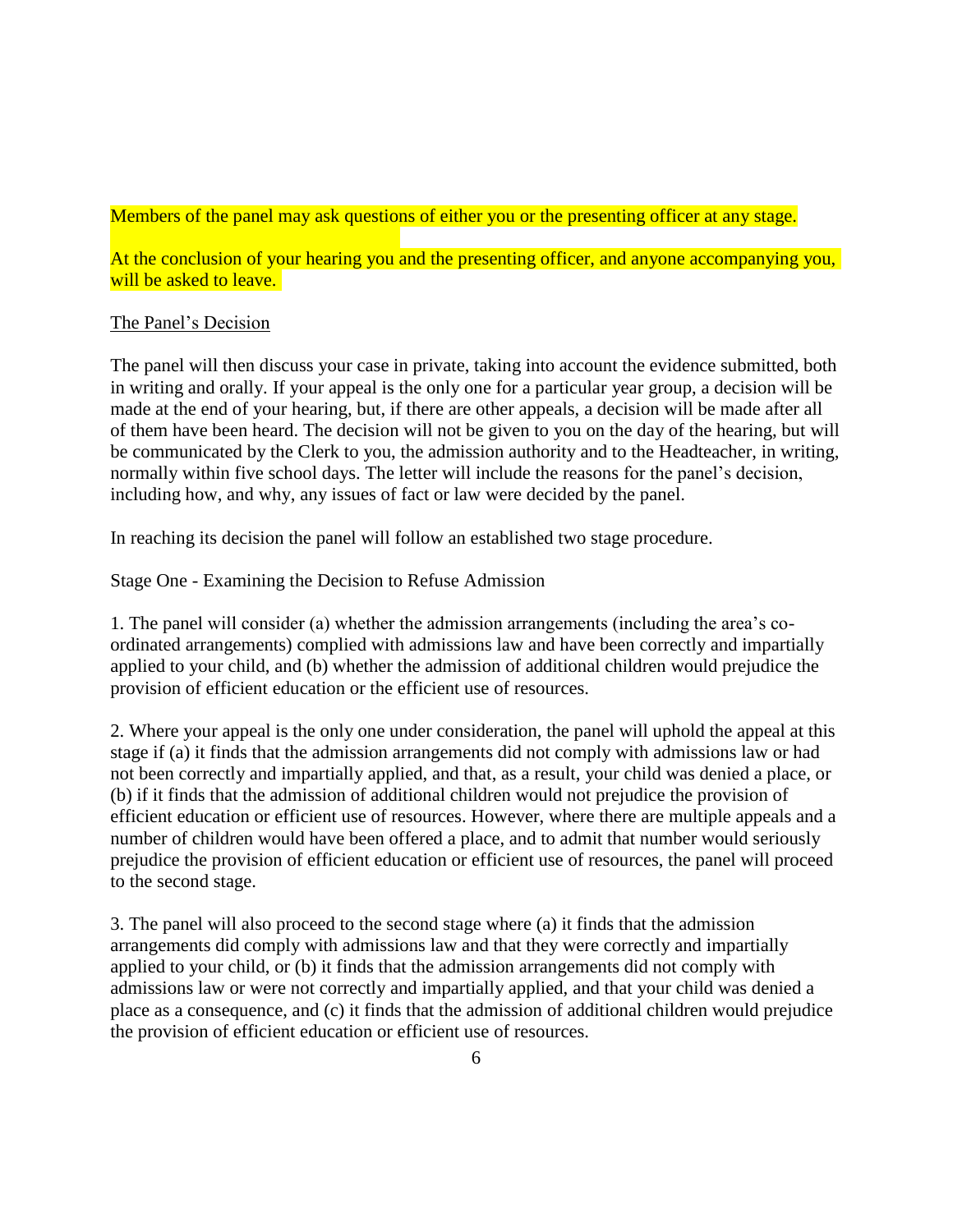Members of the panel may ask questions of either you or the presenting officer at any stage.

At the conclusion of your hearing you and the presenting officer, and anyone accompanying you, will be asked to leave.

## The Panel's Decision

The panel will then discuss your case in private, taking into account the evidence submitted, both in writing and orally. If your appeal is the only one for a particular year group, a decision will be made at the end of your hearing, but, if there are other appeals, a decision will be made after all of them have been heard. The decision will not be given to you on the day of the hearing, but will be communicated by the Clerk to you, the admission authority and to the Headteacher, in writing, normally within five school days. The letter will include the reasons for the panel's decision, including how, and why, any issues of fact or law were decided by the panel.

In reaching its decision the panel will follow an established two stage procedure.

### Stage One - Examining the Decision to Refuse Admission

1. The panel will consider (a) whether the admission arrangements (including the area's co-ordinated arrangements) complied with admissions law and have been correctly and impartially applied to your child, and (b) whether the admission of additional children would prejudice the provision of efficient education or the efficient use of resources.

2. Where your appeal is the only one under consideration, the panel will uphold the appeal at this stage if (a) it finds that the admission arrangements did not comply with admissions law or had not been correctly and impartially applied, and that, as a result, your child was denied a place, or (b) if it finds that the admission of additional children would not prejudice the provision of efficient education or efficient use of resources. However, where there are multiple appeals and a number of children would have been offered a place, and to admit that number would seriously prejudice the provision of efficient education or efficient use of resources, the panel will proceed to the second stage.

3. The panel will also proceed to the second stage where (a) it finds that the admission arrangements did comply with admissions law and that they were correctly and impartially applied to your child, or (b) it finds that the admission arrangements did not comply with admissions law or were not correctly and impartially applied, and that your child was denied a place as a consequence, and (c) it finds that the admission of additional children would prejudice the provision of efficient education or efficient use of resources.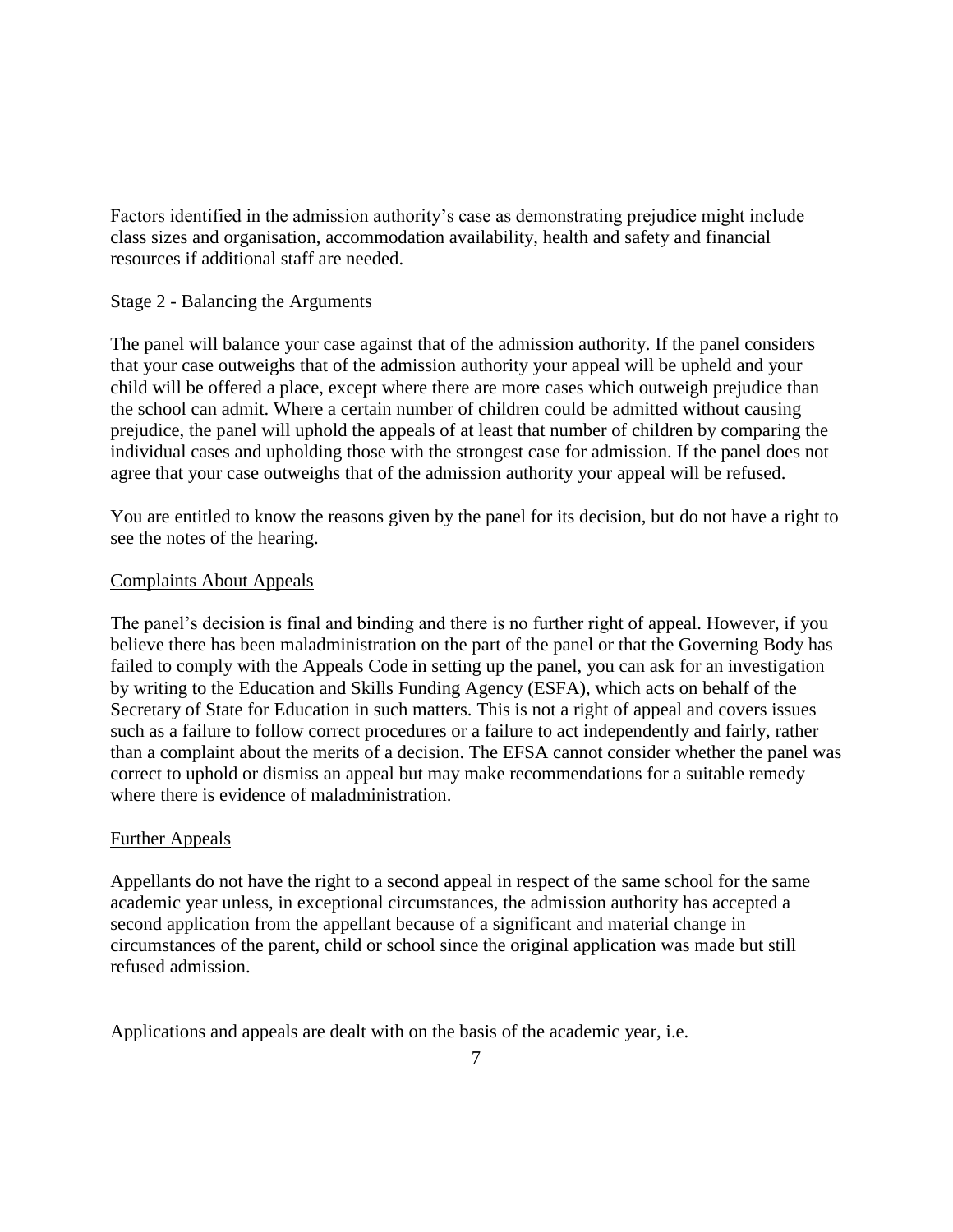Factors identified in the admission authority's case as demonstrating prejudice might include class sizes and organisation, accommodation availability, health and safety and financial resources if additional staff are needed.

Stage 2 - Balancing the Arguments

The panel will balance your case against that of the admission authority. If the panel considers that your case outweighs that of the admission authority your appeal will be upheld and your child will be offered a place, except where there are more cases which outweigh prejudice than the school can admit. Where a certain number of children could be admitted without causing prejudice, the panel will uphold the appeals of at least that number of children by comparing the individual cases and upholding those with the strongest case for admission. If the panel does not agree that your case outweighs that of the admission authority your appeal will be refused.

You are entitled to know the reasons given by the panel for its decision, but do not have a right to see the notes of the hearing.

## Complaints About Appeals

The panel's decision is final and binding and there is no further right of appeal. However, if you believe there has been maladministration on the part of the panel or that the Governing Body has failed to comply with the Appeals Code in setting up the panel, you can ask for an investigation by writing to the Education and Skills Funding Agency (ESFA), which acts on behalf of the Secretary of State for Education in such matters. This is not a right of appeal and covers issues such as a failure to follow correct procedures or a failure to act independently and fairly, rather than a complaint about the merits of a decision. The EFSA cannot consider whether the panel was correct to uphold or dismiss an appeal but may make recommendations for a suitable remedy where there is evidence of maladministration.

## Further Appeals

Appellants do not have the right to a second appeal in respect of the same school for the same academic year unless, in exceptional circumstances, the admission authority has accepted a second application from the appellant because of a significant and material change in circumstances of the parent, child or school since the original application was made but still refused admission.

Applications and appeals are dealt with on the basis of the academic year, i.e.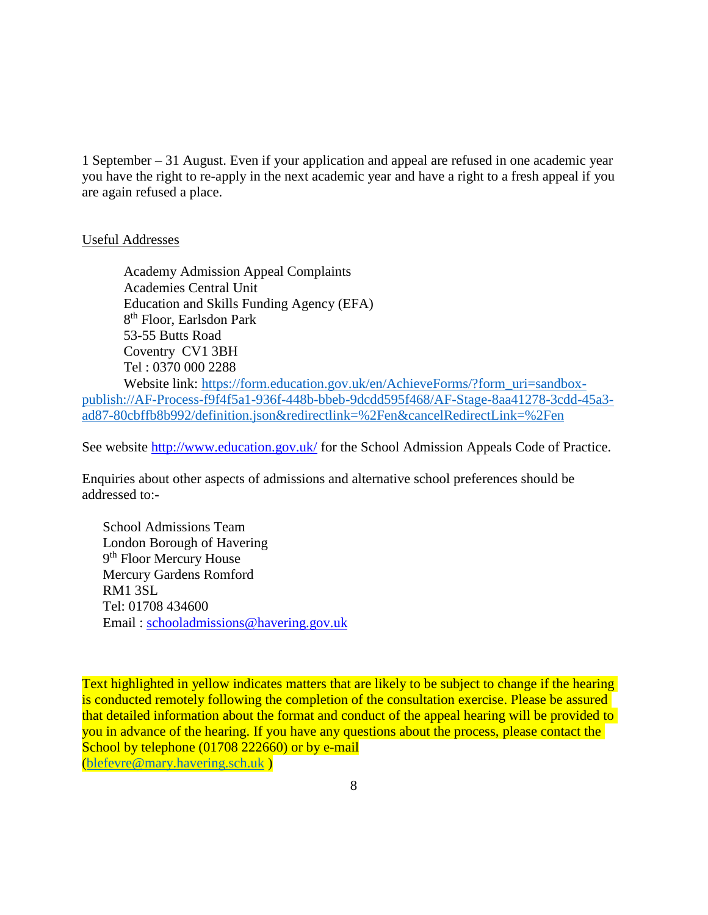1 September – 31 August. Even if your application and appeal are refused in one academic year you have the right to re-apply in the next academic year and have a right to a fresh appeal if you are again refused a place.

Useful Addresses

Academy Admission Appeal Complaints
Academies Central Unit
Education and Skills Funding Agency (EFA)
8th Floor, Earlsdon Park
53-55 Butts Road
Coventry CV1 3BH
Tel : 0370 000 2288
Website link: https://form.education.gov.uk/en/AchieveForms/?form_uri=sandbox-publish://AF-Process-f9f4f5a1-936f-448b-bbeb-9dcdd595f468/AF-Stage-8aa41278-3cdd-45a3-ad87-80cbffb8b992/definition.json&redirectlink=%2Fen&cancelRedirectLink=%2Fen

See website http://www.education.gov.uk/ for the School Admission Appeals Code of Practice.

Enquiries about other aspects of admissions and alternative school preferences should be addressed to:-

School Admissions Team
London Borough of Havering
9th Floor Mercury House
Mercury Gardens Romford
RM1 3SL
Tel: 01708 434600
Email : schooladmissions@havering.gov.uk

Text highlighted in yellow indicates matters that are likely to be subject to change if the hearing is conducted remotely following the completion of the consultation exercise. Please be assured that detailed information about the format and conduct of the appeal hearing will be provided to you in advance of the hearing. If you have any questions about the process, please contact the School by telephone (01708 222660) or by e-mail (blefevre@mary.havering.sch.uk )